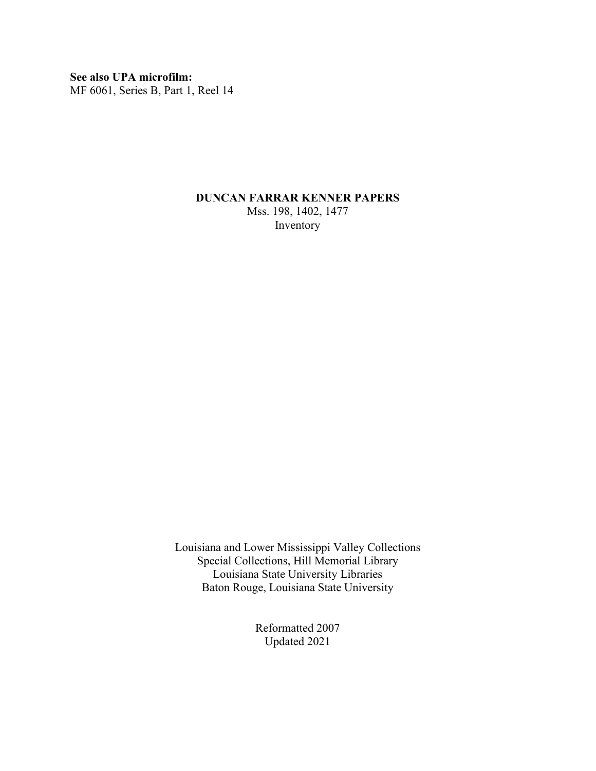**See also UPA microfilm:**
MF 6061, Series B, Part 1, Reel 14

# DUNCAN FARRAR KENNER PAPERS

Mss. 198, 1402, 1477

Inventory

Louisiana and Lower Mississippi Valley Collections
Special Collections, Hill Memorial Library
Louisiana State University Libraries
Baton Rouge, Louisiana State University

Reformatted 2007
Updated 2021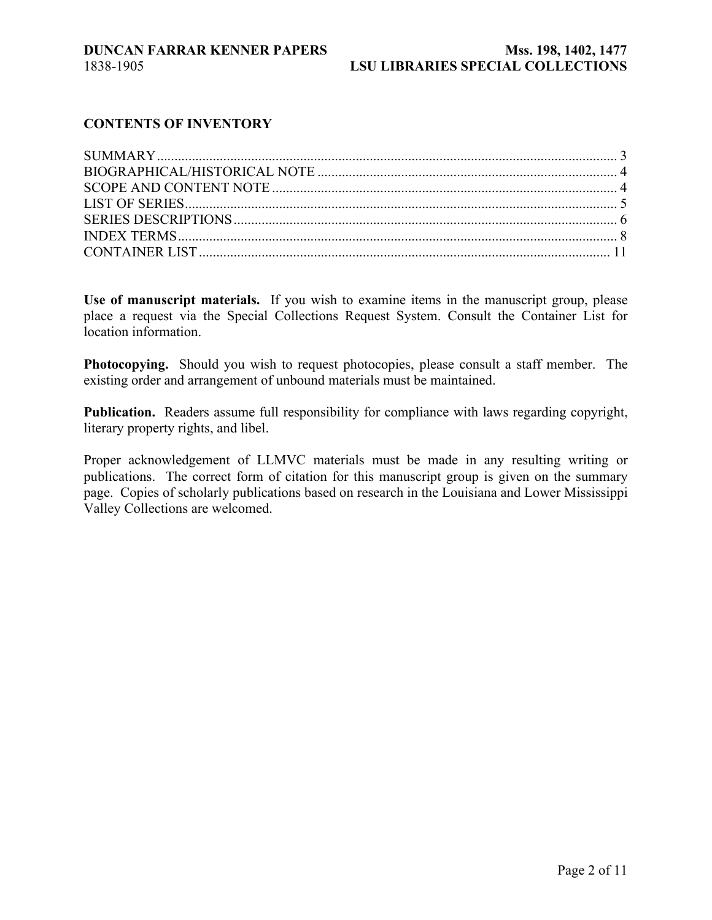## CONTENTS OF INVENTORY

| | |
|---|---|
| SUMMARY | 3 |
| BIOGRAPHICAL/HISTORICAL NOTE | 4 |
| SCOPE AND CONTENT NOTE | 4 |
| LIST OF SERIES | 5 |
| SERIES DESCRIPTIONS | 6 |
| INDEX TERMS | 8 |
| CONTAINER LIST | 11 |

**Use of manuscript materials.** If you wish to examine items in the manuscript group, please place a request via the Special Collections Request System. Consult the Container List for location information.

**Photocopying.** Should you wish to request photocopies, please consult a staff member. The existing order and arrangement of unbound materials must be maintained.

**Publication.** Readers assume full responsibility for compliance with laws regarding copyright, literary property rights, and libel.

Proper acknowledgement of LLMVC materials must be made in any resulting writing or publications. The correct form of citation for this manuscript group is given on the summary page. Copies of scholarly publications based on research in the Louisiana and Lower Mississippi Valley Collections are welcomed.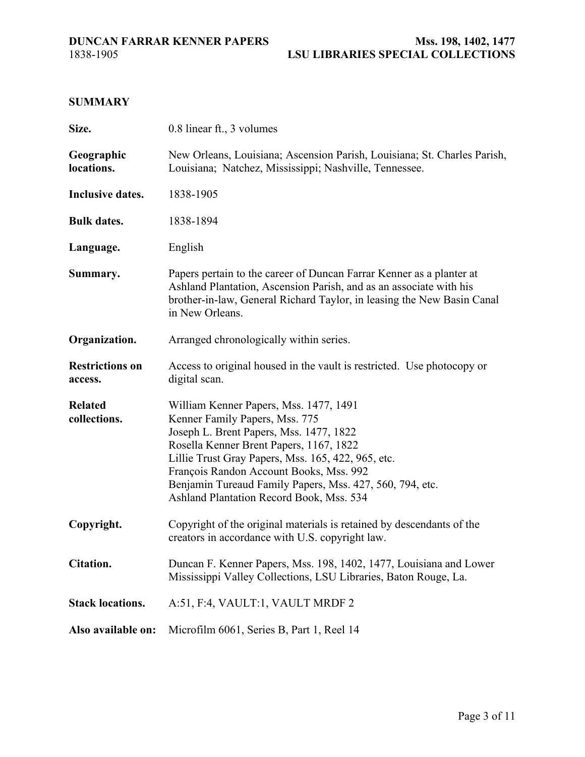## SUMMARY

| | |
|---|---|
| **Size.** | 0.8 linear ft., 3 volumes |
| **Geographic locations.** | New Orleans, Louisiana; Ascension Parish, Louisiana; St. Charles Parish, Louisiana; Natchez, Mississippi; Nashville, Tennessee. |
| **Inclusive dates.** | 1838-1905 |
| **Bulk dates.** | 1838-1894 |
| **Language.** | English |
| **Summary.** | Papers pertain to the career of Duncan Farrar Kenner as a planter at Ashland Plantation, Ascension Parish, and as an associate with his brother-in-law, General Richard Taylor, in leasing the New Basin Canal in New Orleans. |
| **Organization.** | Arranged chronologically within series. |
| **Restrictions on access.** | Access to original housed in the vault is restricted. Use photocopy or digital scan. |
| **Related collections.** | William Kenner Papers, Mss. 1477, 1491<br>Kenner Family Papers, Mss. 775<br>Joseph L. Brent Papers, Mss. 1477, 1822<br>Rosella Kenner Brent Papers, 1167, 1822<br>Lillie Trust Gray Papers, Mss. 165, 422, 965, etc.<br>François Randon Account Books, Mss. 992<br>Benjamin Tureaud Family Papers, Mss. 427, 560, 794, etc.<br>Ashland Plantation Record Book, Mss. 534 |
| **Copyright.** | Copyright of the original materials is retained by descendants of the creators in accordance with U.S. copyright law. |
| **Citation.** | Duncan F. Kenner Papers, Mss. 198, 1402, 1477, Louisiana and Lower Mississippi Valley Collections, LSU Libraries, Baton Rouge, La. |
| **Stack locations.** | A:51, F:4, VAULT:1, VAULT MRDF 2 |
| **Also available on:** | Microfilm 6061, Series B, Part 1, Reel 14 |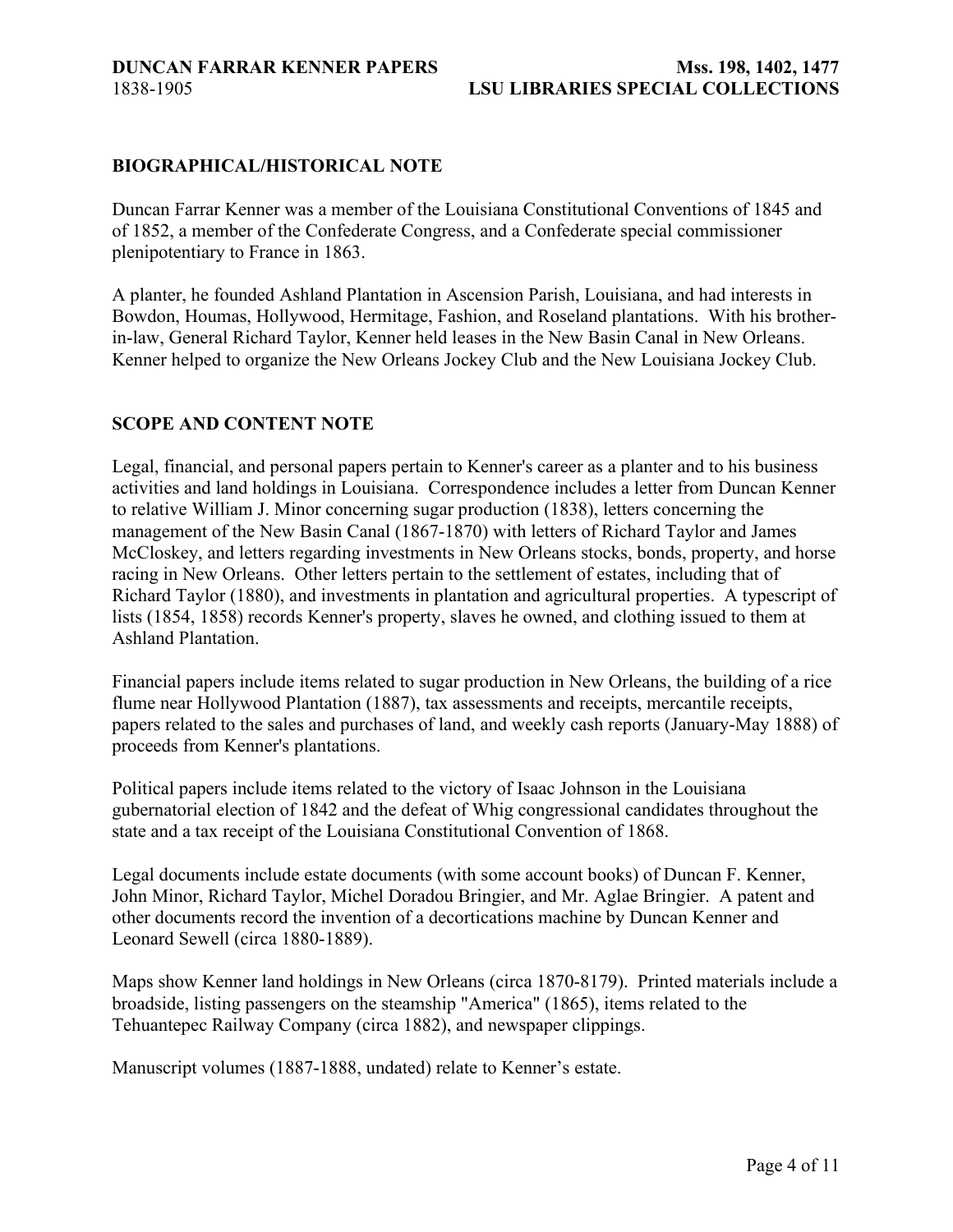## BIOGRAPHICAL/HISTORICAL NOTE

Duncan Farrar Kenner was a member of the Louisiana Constitutional Conventions of 1845 and of 1852, a member of the Confederate Congress, and a Confederate special commissioner plenipotentiary to France in 1863.

A planter, he founded Ashland Plantation in Ascension Parish, Louisiana, and had interests in Bowdon, Houmas, Hollywood, Hermitage, Fashion, and Roseland plantations. With his brother-in-law, General Richard Taylor, Kenner held leases in the New Basin Canal in New Orleans. Kenner helped to organize the New Orleans Jockey Club and the New Louisiana Jockey Club.

## SCOPE AND CONTENT NOTE

Legal, financial, and personal papers pertain to Kenner's career as a planter and to his business activities and land holdings in Louisiana. Correspondence includes a letter from Duncan Kenner to relative William J. Minor concerning sugar production (1838), letters concerning the management of the New Basin Canal (1867-1870) with letters of Richard Taylor and James McCloskey, and letters regarding investments in New Orleans stocks, bonds, property, and horse racing in New Orleans. Other letters pertain to the settlement of estates, including that of Richard Taylor (1880), and investments in plantation and agricultural properties. A typescript of lists (1854, 1858) records Kenner's property, slaves he owned, and clothing issued to them at Ashland Plantation.

Financial papers include items related to sugar production in New Orleans, the building of a rice flume near Hollywood Plantation (1887), tax assessments and receipts, mercantile receipts, papers related to the sales and purchases of land, and weekly cash reports (January-May 1888) of proceeds from Kenner's plantations.

Political papers include items related to the victory of Isaac Johnson in the Louisiana gubernatorial election of 1842 and the defeat of Whig congressional candidates throughout the state and a tax receipt of the Louisiana Constitutional Convention of 1868.

Legal documents include estate documents (with some account books) of Duncan F. Kenner, John Minor, Richard Taylor, Michel Doradou Bringier, and Mr. Aglae Bringier. A patent and other documents record the invention of a decortications machine by Duncan Kenner and Leonard Sewell (circa 1880-1889).

Maps show Kenner land holdings in New Orleans (circa 1870-8179). Printed materials include a broadside, listing passengers on the steamship "America" (1865), items related to the Tehuantepec Railway Company (circa 1882), and newspaper clippings.

Manuscript volumes (1887-1888, undated) relate to Kenner's estate.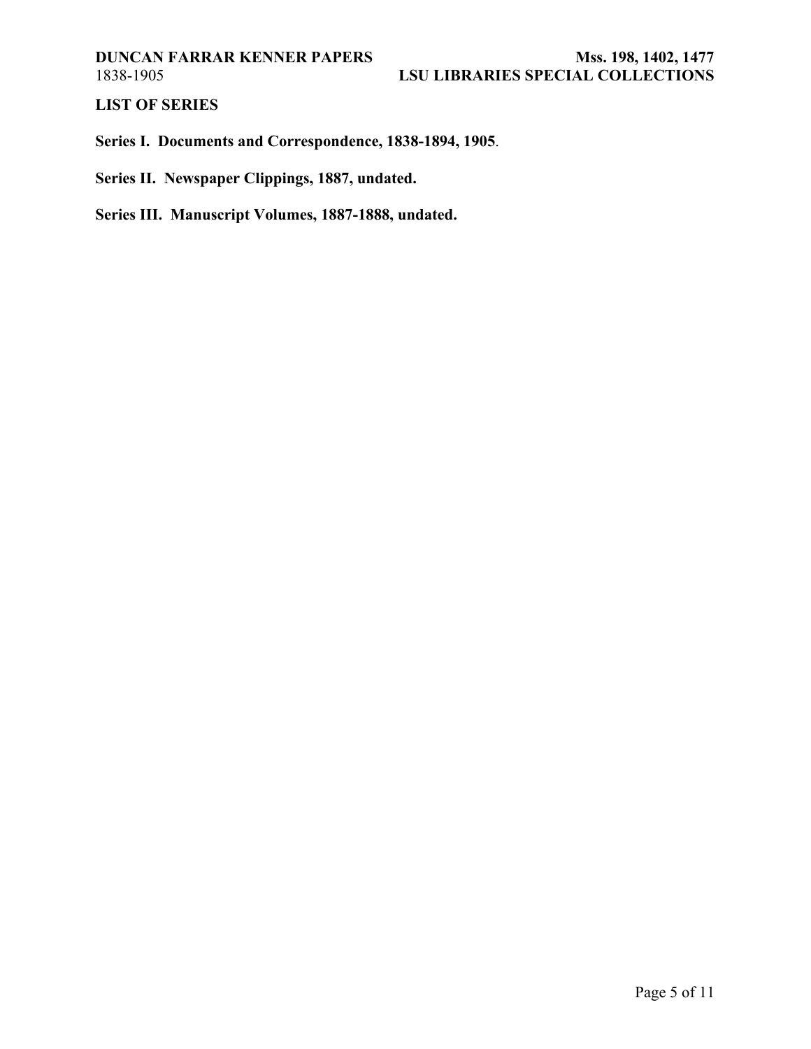## LIST OF SERIES

**Series I. Documents and Correspondence, 1838-1894, 1905**.

**Series II. Newspaper Clippings, 1887, undated.**

**Series III. Manuscript Volumes, 1887-1888, undated.**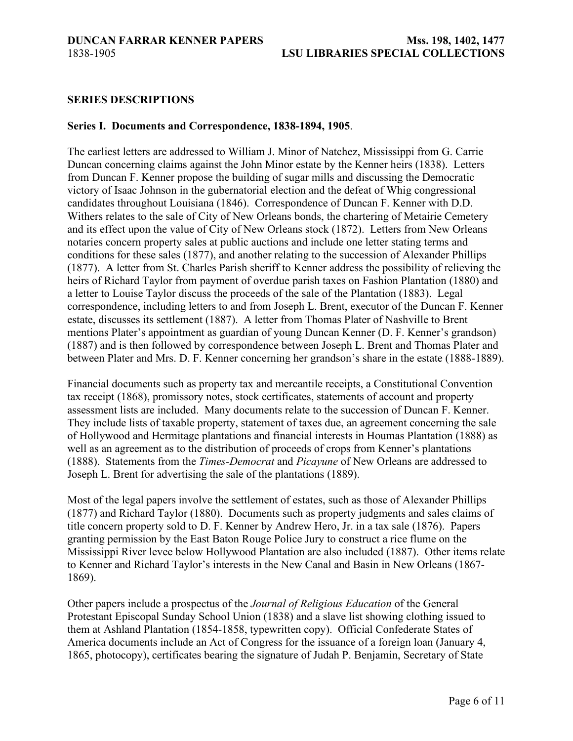## SERIES DESCRIPTIONS

### Series I. Documents and Correspondence, 1838-1894, 1905.

The earliest letters are addressed to William J. Minor of Natchez, Mississippi from G. Carrie Duncan concerning claims against the John Minor estate by the Kenner heirs (1838). Letters from Duncan F. Kenner propose the building of sugar mills and discussing the Democratic victory of Isaac Johnson in the gubernatorial election and the defeat of Whig congressional candidates throughout Louisiana (1846). Correspondence of Duncan F. Kenner with D.D. Withers relates to the sale of City of New Orleans bonds, the chartering of Metairie Cemetery and its effect upon the value of City of New Orleans stock (1872). Letters from New Orleans notaries concern property sales at public auctions and include one letter stating terms and conditions for these sales (1877), and another relating to the succession of Alexander Phillips (1877). A letter from St. Charles Parish sheriff to Kenner address the possibility of relieving the heirs of Richard Taylor from payment of overdue parish taxes on Fashion Plantation (1880) and a letter to Louise Taylor discuss the proceeds of the sale of the Plantation (1883). Legal correspondence, including letters to and from Joseph L. Brent, executor of the Duncan F. Kenner estate, discusses its settlement (1887). A letter from Thomas Plater of Nashville to Brent mentions Plater's appointment as guardian of young Duncan Kenner (D. F. Kenner's grandson) (1887) and is then followed by correspondence between Joseph L. Brent and Thomas Plater and between Plater and Mrs. D. F. Kenner concerning her grandson's share in the estate (1888-1889).

Financial documents such as property tax and mercantile receipts, a Constitutional Convention tax receipt (1868), promissory notes, stock certificates, statements of account and property assessment lists are included. Many documents relate to the succession of Duncan F. Kenner. They include lists of taxable property, statement of taxes due, an agreement concerning the sale of Hollywood and Hermitage plantations and financial interests in Houmas Plantation (1888) as well as an agreement as to the distribution of proceeds of crops from Kenner's plantations (1888). Statements from the *Times-Democrat* and *Picayune* of New Orleans are addressed to Joseph L. Brent for advertising the sale of the plantations (1889).

Most of the legal papers involve the settlement of estates, such as those of Alexander Phillips (1877) and Richard Taylor (1880). Documents such as property judgments and sales claims of title concern property sold to D. F. Kenner by Andrew Hero, Jr. in a tax sale (1876). Papers granting permission by the East Baton Rouge Police Jury to construct a rice flume on the Mississippi River levee below Hollywood Plantation are also included (1887). Other items relate to Kenner and Richard Taylor's interests in the New Canal and Basin in New Orleans (1867-1869).

Other papers include a prospectus of the *Journal of Religious Education* of the General Protestant Episcopal Sunday School Union (1838) and a slave list showing clothing issued to them at Ashland Plantation (1854-1858, typewritten copy). Official Confederate States of America documents include an Act of Congress for the issuance of a foreign loan (January 4, 1865, photocopy), certificates bearing the signature of Judah P. Benjamin, Secretary of State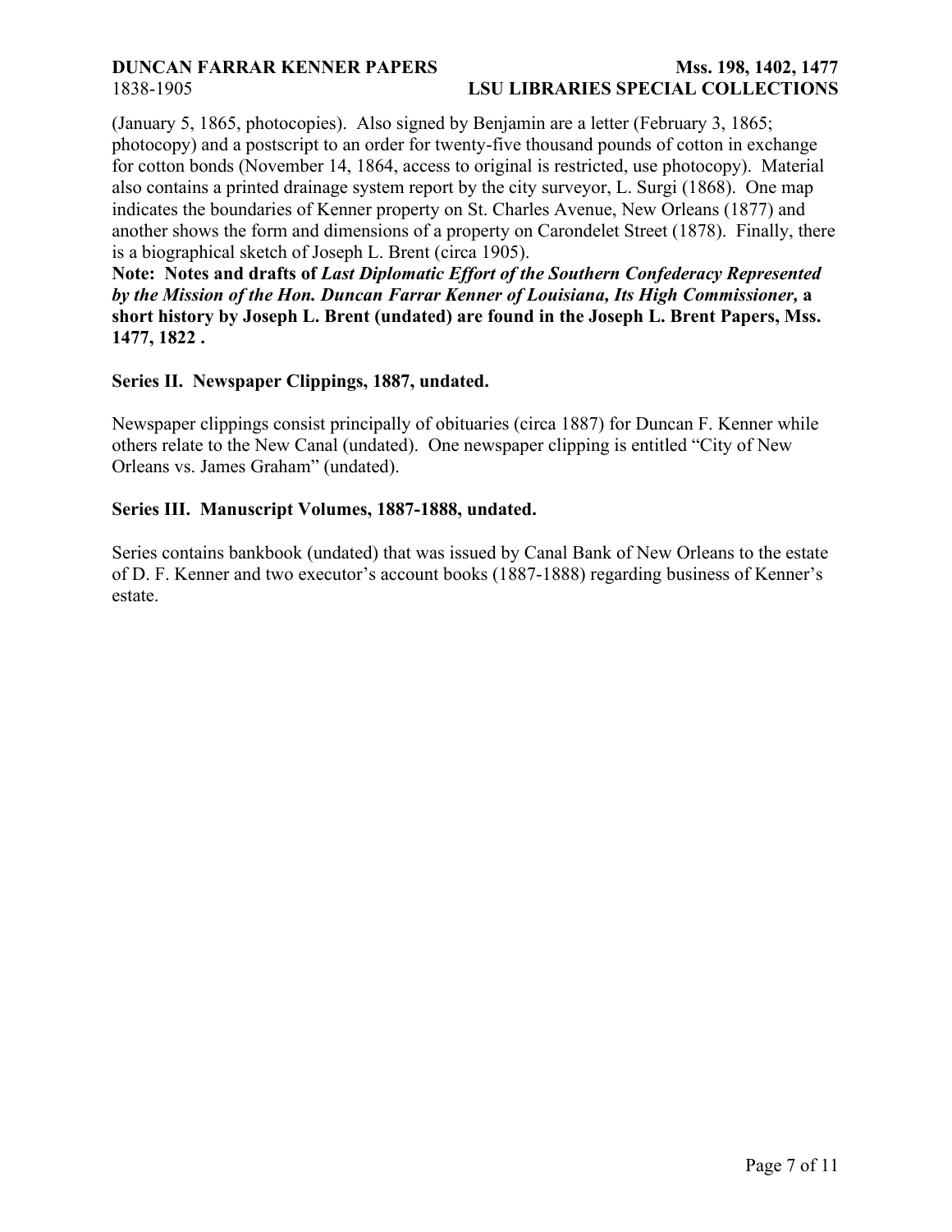(January 5, 1865, photocopies). Also signed by Benjamin are a letter (February 3, 1865; photocopy) and a postscript to an order for twenty-five thousand pounds of cotton in exchange for cotton bonds (November 14, 1864, access to original is restricted, use photocopy). Material also contains a printed drainage system report by the city surveyor, L. Surgi (1868). One map indicates the boundaries of Kenner property on St. Charles Avenue, New Orleans (1877) and another shows the form and dimensions of a property on Carondelet Street (1878). Finally, there is a biographical sketch of Joseph L. Brent (circa 1905).

**Note: Notes and drafts of *Last Diplomatic Effort of the Southern Confederacy Represented by the Mission of the Hon. Duncan Farrar Kenner of Louisiana, Its High Commissioner,* a short history by Joseph L. Brent (undated) are found in the Joseph L. Brent Papers, Mss. 1477, 1822 .**

### Series II. Newspaper Clippings, 1887, undated.

Newspaper clippings consist principally of obituaries (circa 1887) for Duncan F. Kenner while others relate to the New Canal (undated). One newspaper clipping is entitled "City of New Orleans vs. James Graham" (undated).

### Series III. Manuscript Volumes, 1887-1888, undated.

Series contains bankbook (undated) that was issued by Canal Bank of New Orleans to the estate of D. F. Kenner and two executor's account books (1887-1888) regarding business of Kenner's estate.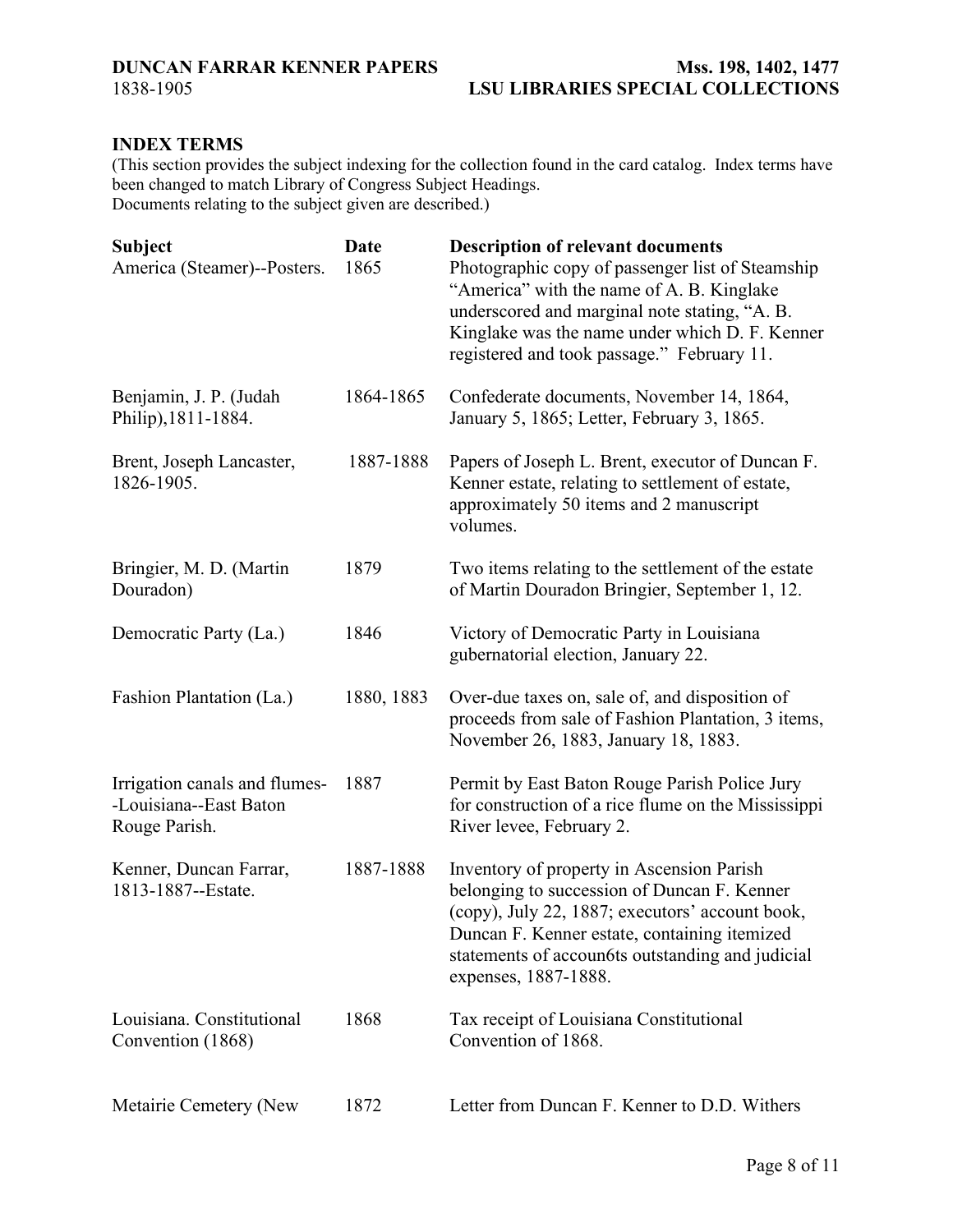## INDEX TERMS

(This section provides the subject indexing for the collection found in the card catalog. Index terms have been changed to match Library of Congress Subject Headings.
Documents relating to the subject given are described.)

| Subject | Date | Description of relevant documents |
|---|---|---|
| America (Steamer)--Posters. | 1865 | Photographic copy of passenger list of Steamship "America" with the name of A. B. Kinglake underscored and marginal note stating, "A. B. Kinglake was the name under which D. F. Kenner registered and took passage." February 11. |
| Benjamin, J. P. (Judah Philip),1811-1884. | 1864-1865 | Confederate documents, November 14, 1864, January 5, 1865; Letter, February 3, 1865. |
| Brent, Joseph Lancaster, 1826-1905. | 1887-1888 | Papers of Joseph L. Brent, executor of Duncan F. Kenner estate, relating to settlement of estate, approximately 50 items and 2 manuscript volumes. |
| Bringier, M. D. (Martin Douradon) | 1879 | Two items relating to the settlement of the estate of Martin Douradon Bringier, September 1, 12. |
| Democratic Party (La.) | 1846 | Victory of Democratic Party in Louisiana gubernatorial election, January 22. |
| Fashion Plantation (La.) | 1880, 1883 | Over-due taxes on, sale of, and disposition of proceeds from sale of Fashion Plantation, 3 items, November 26, 1883, January 18, 1883. |
| Irrigation canals and flumes--Louisiana--East Baton Rouge Parish. | 1887 | Permit by East Baton Rouge Parish Police Jury for construction of a rice flume on the Mississippi River levee, February 2. |
| Kenner, Duncan Farrar, 1813-1887--Estate. | 1887-1888 | Inventory of property in Ascension Parish belonging to succession of Duncan F. Kenner (copy), July 22, 1887; executors' account book, Duncan F. Kenner estate, containing itemized statements of accoun6ts outstanding and judicial expenses, 1887-1888. |
| Louisiana. Constitutional Convention (1868) | 1868 | Tax receipt of Louisiana Constitutional Convention of 1868. |
| Metairie Cemetery (New | 1872 | Letter from Duncan F. Kenner to D.D. Withers |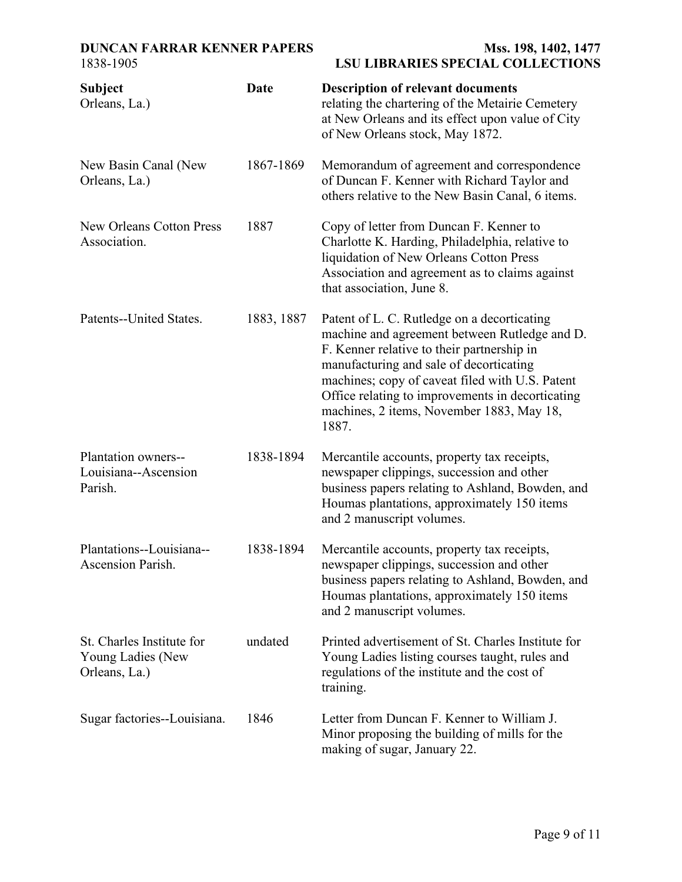| Subject | Date | Description of relevant documents |
|---|---|---|
| Orleans, La.) | | relating the chartering of the Metairie Cemetery at New Orleans and its effect upon value of City of New Orleans stock, May 1872. |
| New Basin Canal (New Orleans, La.) | 1867-1869 | Memorandum of agreement and correspondence of Duncan F. Kenner with Richard Taylor and others relative to the New Basin Canal, 6 items. |
| New Orleans Cotton Press Association. | 1887 | Copy of letter from Duncan F. Kenner to Charlotte K. Harding, Philadelphia, relative to liquidation of New Orleans Cotton Press Association and agreement as to claims against that association, June 8. |
| Patents--United States. | 1883, 1887 | Patent of L. C. Rutledge on a decorticating machine and agreement between Rutledge and D. F. Kenner relative to their partnership in manufacturing and sale of decorticating machines; copy of caveat filed with U.S. Patent Office relating to improvements in decorticating machines, 2 items, November 1883, May 18, 1887. |
| Plantation owners--Louisiana--Ascension Parish. | 1838-1894 | Mercantile accounts, property tax receipts, newspaper clippings, succession and other business papers relating to Ashland, Bowden, and Houmas plantations, approximately 150 items and 2 manuscript volumes. |
| Plantations--Louisiana--Ascension Parish. | 1838-1894 | Mercantile accounts, property tax receipts, newspaper clippings, succession and other business papers relating to Ashland, Bowden, and Houmas plantations, approximately 150 items and 2 manuscript volumes. |
| St. Charles Institute for Young Ladies (New Orleans, La.) | undated | Printed advertisement of St. Charles Institute for Young Ladies listing courses taught, rules and regulations of the institute and the cost of training. |
| Sugar factories--Louisiana. | 1846 | Letter from Duncan F. Kenner to William J. Minor proposing the building of mills for the making of sugar, January 22. |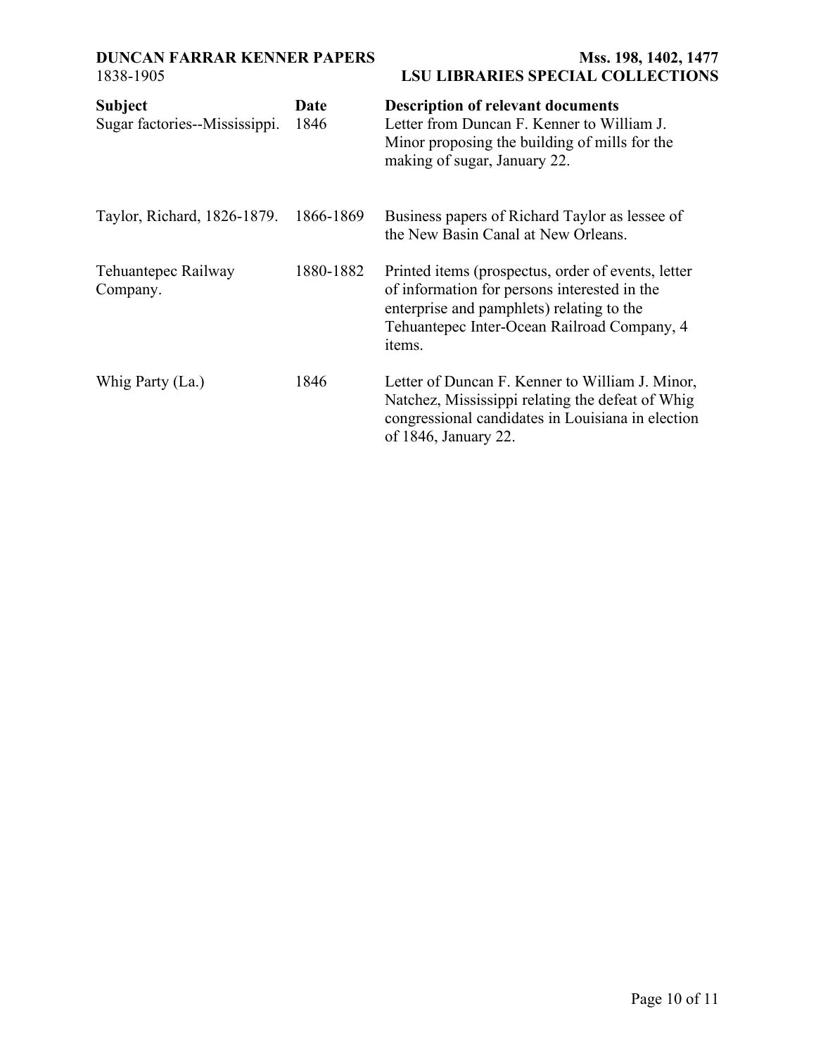| Subject | Date | Description of relevant documents |
|---|---|---|
| Sugar factories--Mississippi. | 1846 | Letter from Duncan F. Kenner to William J. Minor proposing the building of mills for the making of sugar, January 22. |
| Taylor, Richard, 1826-1879. | 1866-1869 | Business papers of Richard Taylor as lessee of the New Basin Canal at New Orleans. |
| Tehuantepec Railway Company. | 1880-1882 | Printed items (prospectus, order of events, letter of information for persons interested in the enterprise and pamphlets) relating to the Tehuantepec Inter-Ocean Railroad Company, 4 items. |
| Whig Party (La.) | 1846 | Letter of Duncan F. Kenner to William J. Minor, Natchez, Mississippi relating the defeat of Whig congressional candidates in Louisiana in election of 1846, January 22. |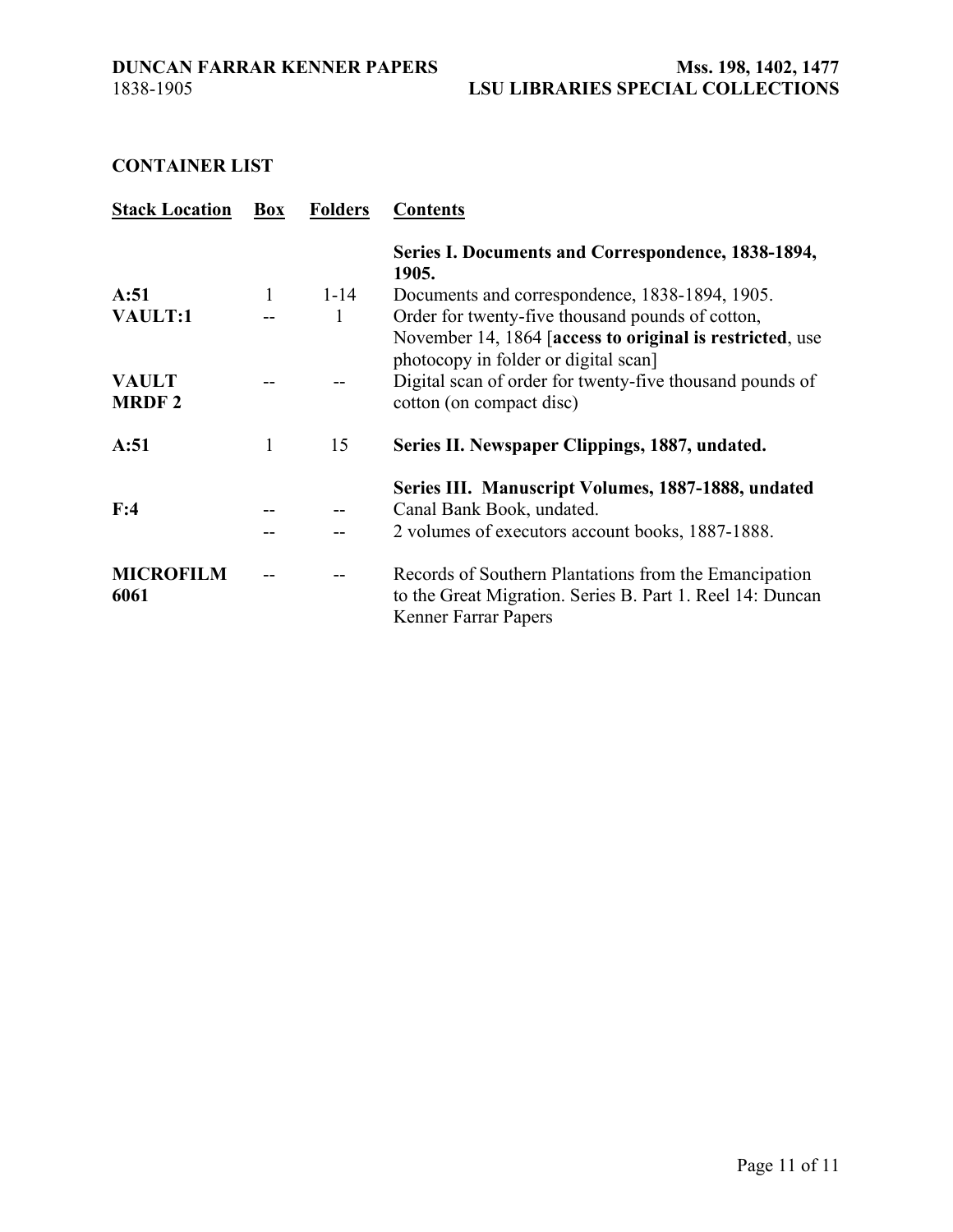## CONTAINER LIST

| Stack Location | Box | Folders | Contents |
|---|---|---|---|
| | | | **Series I. Documents and Correspondence, 1838-1894, 1905.** |
| **A:51** | 1 | 1-14 | Documents and correspondence, 1838-1894, 1905. |
| **VAULT:1** | -- | 1 | Order for twenty-five thousand pounds of cotton, November 14, 1864 [**access to original is restricted**, use photocopy in folder or digital scan] |
| **VAULT MRDF 2** | -- | -- | Digital scan of order for twenty-five thousand pounds of cotton (on compact disc) |
| **A:51** | 1 | 15 | **Series II. Newspaper Clippings, 1887, undated.** |
| | | | **Series III. Manuscript Volumes, 1887-1888, undated** |
| **F:4** | -- | -- | Canal Bank Book, undated. |
| | -- | -- | 2 volumes of executors account books, 1887-1888. |
| **MICROFILM 6061** | -- | -- | Records of Southern Plantations from the Emancipation to the Great Migration. Series B. Part 1. Reel 14: Duncan Kenner Farrar Papers |